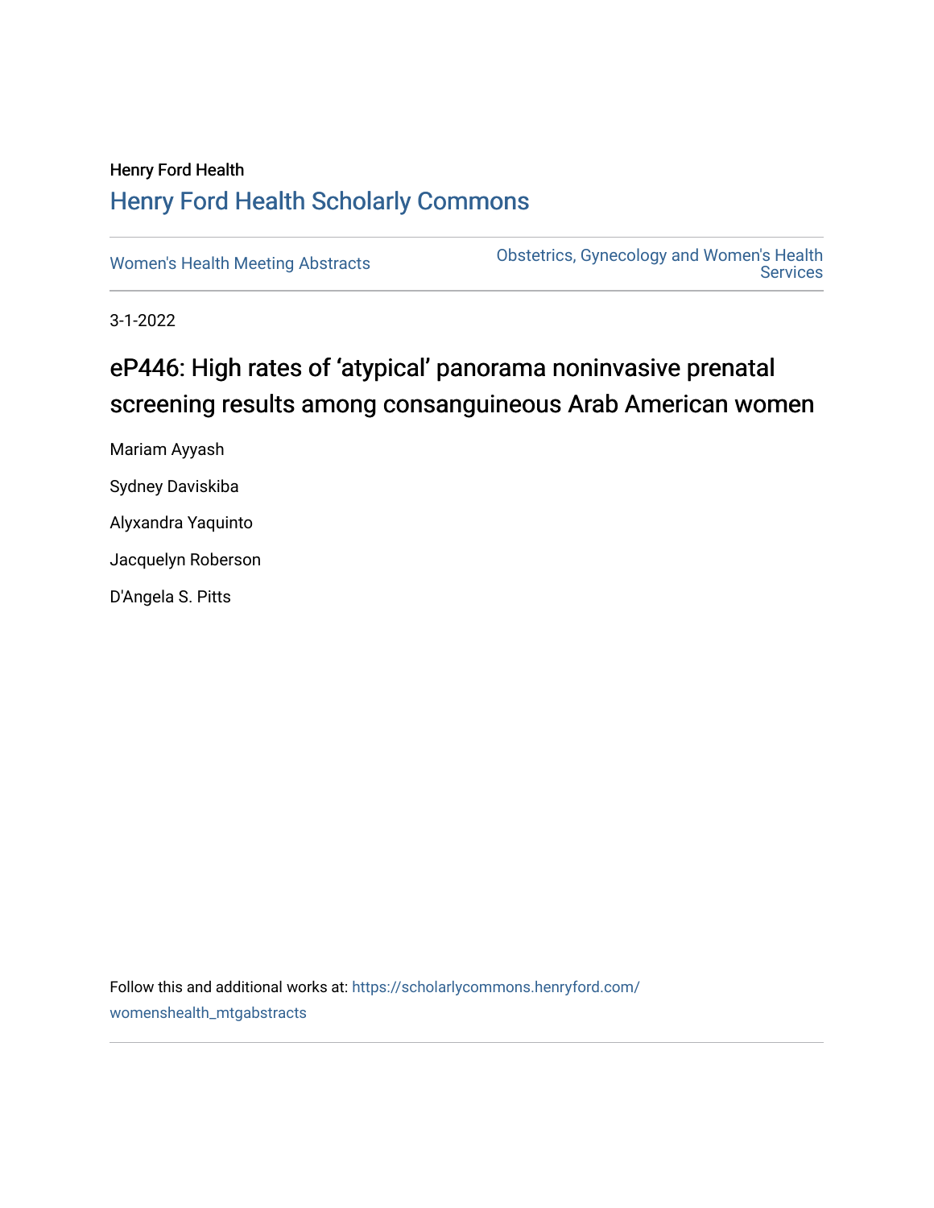Henry Ford Health

## Henry Ford Health Scholarly Commons

Women's Health Meeting Abstracts

Obstetrics, Gynecology and Women's Health Services

3-1-2022

# eP446: High rates of 'atypical' panorama noninvasive prenatal screening results among consanguineous Arab American women

Mariam Ayyash

Sydney Daviskiba

Alyxandra Yaquinto

Jacquelyn Roberson

D'Angela S. Pitts

Follow this and additional works at: https://scholarlycommons.henryford.com/womenshealth_mtgabstracts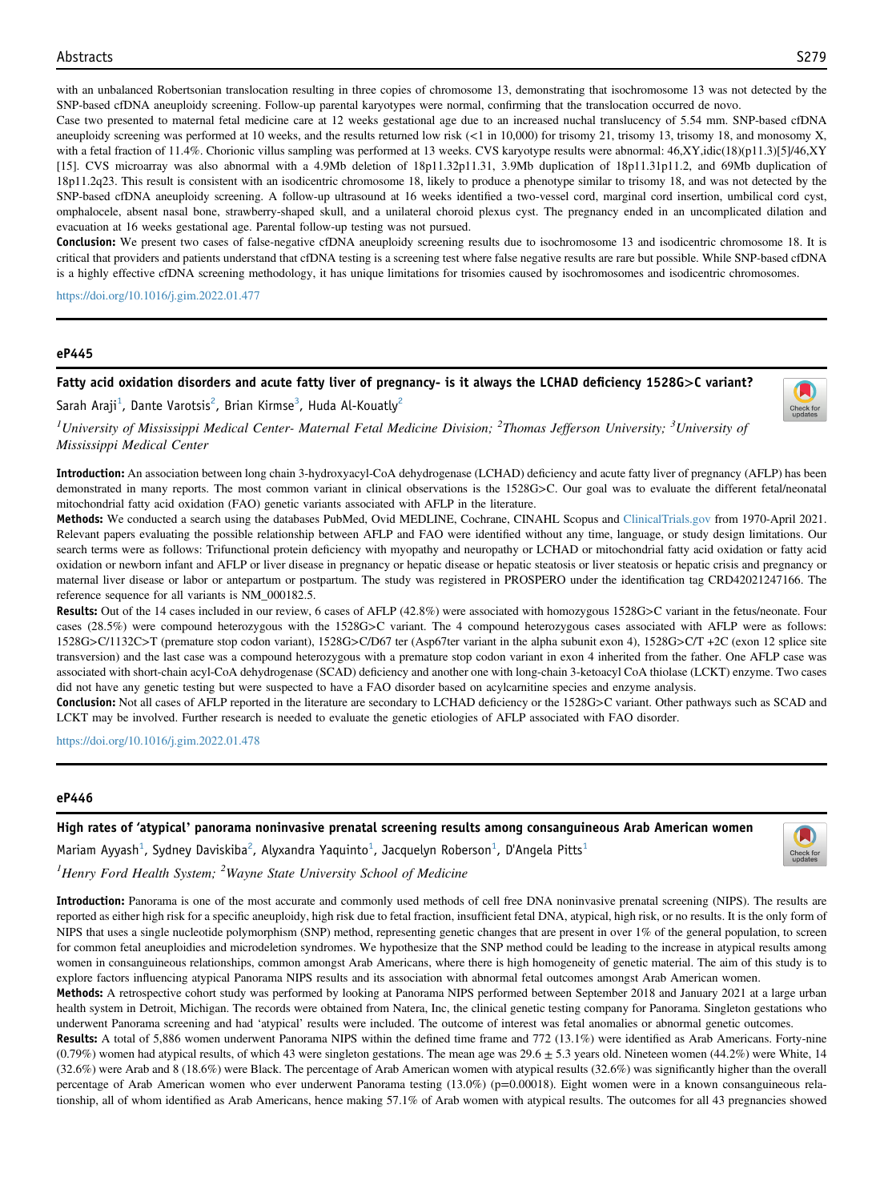with an unbalanced Robertsonian translocation resulting in three copies of chromosome 13, demonstrating that isochromosome 13 was not detected by the SNP-based cfDNA aneuploidy screening. Follow-up parental karyotypes were normal, confirming that the translocation occurred de novo.

Case two presented to maternal fetal medicine care at 12 weeks gestational age due to an increased nuchal translucency of 5.54 mm. SNP-based cfDNA aneuploidy screening was performed at 10 weeks, and the results returned low risk (<1 in 10,000) for trisomy 21, trisomy 13, trisomy 18, and monosomy X, with a fetal fraction of 11.4%. Chorionic villus sampling was performed at 13 weeks. CVS karyotype results were abnormal: 46,XY,idic(18)(p11.3)[5]/46,XY [15]. CVS microarray was also abnormal with a 4.9Mb deletion of 18p11.32p11.31, 3.9Mb duplication of 18p11.31p11.2, and 69Mb duplication of 18p11.2q23. This result is consistent with an isodicentric chromosome 18, likely to produce a phenotype similar to trisomy 18, and was not detected by the SNP-based cfDNA aneuploidy screening. A follow-up ultrasound at 16 weeks identified a two-vessel cord, marginal cord insertion, umbilical cord cyst, omphalocele, absent nasal bone, strawberry-shaped skull, and a unilateral choroid plexus cyst. The pregnancy ended in an uncomplicated dilation and evacuation at 16 weeks gestational age. Parental follow-up testing was not pursued.

**Conclusion:** We present two cases of false-negative cfDNA aneuploidy screening results due to isochromosome 13 and isodicentric chromosome 18. It is critical that providers and patients understand that cfDNA testing is a screening test where false negative results are rare but possible. While SNP-based cfDNA is a highly effective cfDNA screening methodology, it has unique limitations for trisomies caused by isochromosomes and isodicentric chromosomes.

https://doi.org/10.1016/j.gim.2022.01.477

## eP445

### Fatty acid oxidation disorders and acute fatty liver of pregnancy- is it always the LCHAD deficiency 1528G>C variant?

Sarah Araji[1], Dante Varotsis[2], Brian Kirmse[3], Huda Al-Kouatly[2]

*[1]University of Mississippi Medical Center- Maternal Fetal Medicine Division; [2]Thomas Jefferson University; [3]University of Mississippi Medical Center*

**Introduction:** An association between long chain 3-hydroxyacyl-CoA dehydrogenase (LCHAD) deficiency and acute fatty liver of pregnancy (AFLP) has been demonstrated in many reports. The most common variant in clinical observations is the 1528G>C. Our goal was to evaluate the different fetal/neonatal mitochondrial fatty acid oxidation (FAO) genetic variants associated with AFLP in the literature.

**Methods:** We conducted a search using the databases PubMed, Ovid MEDLINE, Cochrane, CINAHL Scopus and ClinicalTrials.gov from 1970-April 2021. Relevant papers evaluating the possible relationship between AFLP and FAO were identified without any time, language, or study design limitations. Our search terms were as follows: Trifunctional protein deficiency with myopathy and neuropathy or LCHAD or mitochondrial fatty acid oxidation or fatty acid oxidation or newborn infant and AFLP or liver disease in pregnancy or hepatic disease or hepatic steatosis or liver steatosis or hepatic crisis and pregnancy or maternal liver disease or labor or antepartum or postpartum. The study was registered in PROSPERO under the identification tag CRD42021247166. The reference sequence for all variants is NM_000182.5.

**Results:** Out of the 14 cases included in our review, 6 cases of AFLP (42.8%) were associated with homozygous 1528G>C variant in the fetus/neonate. Four cases (28.5%) were compound heterozygous with the 1528G>C variant. The 4 compound heterozygous cases associated with AFLP were as follows: 1528G>C/1132C>T (premature stop codon variant), 1528G>C/D67 ter (Asp67ter variant in the alpha subunit exon 4), 1528G>C/T +2C (exon 12 splice site transversion) and the last case was a compound heterozygous with a premature stop codon variant in exon 4 inherited from the father. One AFLP case was associated with short-chain acyl-CoA dehydrogenase (SCAD) deficiency and another one with long-chain 3-ketoacyl CoA thiolase (LCKT) enzyme. Two cases did not have any genetic testing but were suspected to have a FAO disorder based on acylcarnitine species and enzyme analysis.

**Conclusion:** Not all cases of AFLP reported in the literature are secondary to LCHAD deficiency or the 1528G>C variant. Other pathways such as SCAD and LCKT may be involved. Further research is needed to evaluate the genetic etiologies of AFLP associated with FAO disorder.

https://doi.org/10.1016/j.gim.2022.01.478

## eP446

### High rates of ‘atypical’ panorama noninvasive prenatal screening results among consanguineous Arab American women

Mariam Ayyash[1], Sydney Daviskiba[2], Alyxandra Yaquinto[1], Jacquelyn Roberson[1], D'Angela Pitts[1]

*[1]Henry Ford Health System; [2]Wayne State University School of Medicine*

**Introduction:** Panorama is one of the most accurate and commonly used methods of cell free DNA noninvasive prenatal screening (NIPS). The results are reported as either high risk for a specific aneuploidy, high risk due to fetal fraction, insufficient fetal DNA, atypical, high risk, or no results. It is the only form of NIPS that uses a single nucleotide polymorphism (SNP) method, representing genetic changes that are present in over 1% of the general population, to screen for common fetal aneuploidies and microdeletion syndromes. We hypothesize that the SNP method could be leading to the increase in atypical results among women in consanguineous relationships, common amongst Arab Americans, where there is high homogeneity of genetic material. The aim of this study is to explore factors influencing atypical Panorama NIPS results and its association with abnormal fetal outcomes amongst Arab American women.

**Methods:** A retrospective cohort study was performed by looking at Panorama NIPS performed between September 2018 and January 2021 at a large urban health system in Detroit, Michigan. The records were obtained from Natera, Inc, the clinical genetic testing company for Panorama. Singleton gestations who underwent Panorama screening and had ‘atypical’ results were included. The outcome of interest was fetal anomalies or abnormal genetic outcomes.

**Results:** A total of 5,886 women underwent Panorama NIPS within the defined time frame and 772 (13.1%) were identified as Arab Americans. Forty-nine (0.79%) women had atypical results, of which 43 were singleton gestations. The mean age was 29.6 ± 5.3 years old. Nineteen women (44.2%) were White, 14 (32.6%) were Arab and 8 (18.6%) were Black. The percentage of Arab American women with atypical results (32.6%) was significantly higher than the overall percentage of Arab American women who ever underwent Panorama testing (13.0%) (p=0.00018). Eight women were in a known consanguineous relationship, all of whom identified as Arab Americans, hence making 57.1% of Arab women with atypical results. The outcomes for all 43 pregnancies showed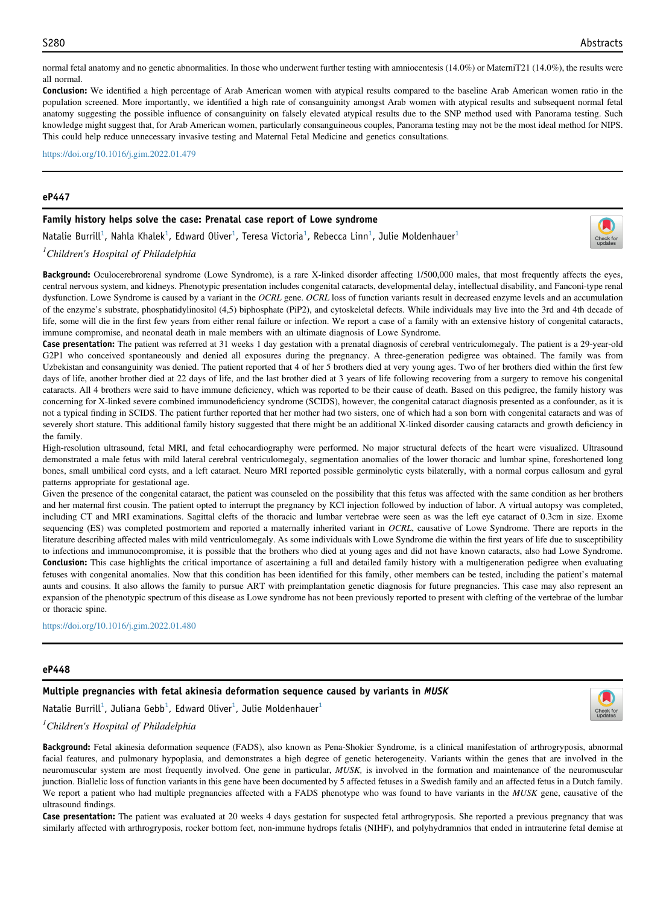normal fetal anatomy and no genetic abnormalities. In those who underwent further testing with amniocentesis (14.0%) or MaterniT21 (14.0%), the results were all normal.

**Conclusion:** We identified a high percentage of Arab American women with atypical results compared to the baseline Arab American women ratio in the population screened. More importantly, we identified a high rate of consanguinity amongst Arab women with atypical results and subsequent normal fetal anatomy suggesting the possible influence of consanguinity on falsely elevated atypical results due to the SNP method used with Panorama testing. Such knowledge might suggest that, for Arab American women, particularly consanguineous couples, Panorama testing may not be the most ideal method for NIPS. This could help reduce unnecessary invasive testing and Maternal Fetal Medicine and genetics consultations.

https://doi.org/10.1016/j.gim.2022.01.479

## eP447

### Family history helps solve the case: Prenatal case report of Lowe syndrome

Natalie Burrill[1], Nahla Khalek[1], Edward Oliver[1], Teresa Victoria[1], Rebecca Linn[1], Julie Moldenhauer[1]

[1]*Children's Hospital of Philadelphia*

**Background:** Oculocerebrorenal syndrome (Lowe Syndrome), is a rare X-linked disorder affecting 1/500,000 males, that most frequently affects the eyes, central nervous system, and kidneys. Phenotypic presentation includes congenital cataracts, developmental delay, intellectual disability, and Fanconi-type renal dysfunction. Lowe Syndrome is caused by a variant in the *OCRL* gene. *OCRL* loss of function variants result in decreased enzyme levels and an accumulation of the enzyme's substrate, phosphatidylinositol (4,5) biphosphate (PiP2), and cytoskeletal defects. While individuals may live into the 3rd and 4th decade of life, some will die in the first few years from either renal failure or infection. We report a case of a family with an extensive history of congenital cataracts, immune compromise, and neonatal death in male members with an ultimate diagnosis of Lowe Syndrome.

**Case presentation:** The patient was referred at 31 weeks 1 day gestation with a prenatal diagnosis of cerebral ventriculomegaly. The patient is a 29-year-old G2P1 who conceived spontaneously and denied all exposures during the pregnancy. A three-generation pedigree was obtained. The family was from Uzbekistan and consanguinity was denied. The patient reported that 4 of her 5 brothers died at very young ages. Two of her brothers died within the first few days of life, another brother died at 22 days of life, and the last brother died at 3 years of life following recovering from a surgery to remove his congenital cataracts. All 4 brothers were said to have immune deficiency, which was reported to be their cause of death. Based on this pedigree, the family history was concerning for X-linked severe combined immunodeficiency syndrome (SCIDS), however, the congenital cataract diagnosis presented as a confounder, as it is not a typical finding in SCIDS. The patient further reported that her mother had two sisters, one of which had a son born with congenital cataracts and was of severely short stature. This additional family history suggested that there might be an additional X-linked disorder causing cataracts and growth deficiency in the family.

High-resolution ultrasound, fetal MRI, and fetal echocardiography were performed. No major structural defects of the heart were visualized. Ultrasound demonstrated a male fetus with mild lateral cerebral ventriculomegaly, segmentation anomalies of the lower thoracic and lumbar spine, foreshortened long bones, small umbilical cord cysts, and a left cataract. Neuro MRI reported possible germinolytic cysts bilaterally, with a normal corpus callosum and gyral patterns appropriate for gestational age.

Given the presence of the congenital cataract, the patient was counseled on the possibility that this fetus was affected with the same condition as her brothers and her maternal first cousin. The patient opted to interrupt the pregnancy by KCl injection followed by induction of labor. A virtual autopsy was completed, including CT and MRI examinations. Sagittal clefts of the thoracic and lumbar vertebrae were seen as was the left eye cataract of 0.3cm in size. Exome sequencing (ES) was completed postmortem and reported a maternally inherited variant in *OCRL*, causative of Lowe Syndrome. There are reports in the literature describing affected males with mild ventriculomegaly. As some individuals with Lowe Syndrome die within the first years of life due to susceptibility to infections and immunocompromise, it is possible that the brothers who died at young ages and did not have known cataracts, also had Lowe Syndrome.

**Conclusion:** This case highlights the critical importance of ascertaining a full and detailed family history with a multigeneration pedigree when evaluating fetuses with congenital anomalies. Now that this condition has been identified for this family, other members can be tested, including the patient's maternal aunts and cousins. It also allows the family to pursue ART with preimplantation genetic diagnosis for future pregnancies. This case may also represent an expansion of the phenotypic spectrum of this disease as Lowe syndrome has not been previously reported to present with clefting of the vertebrae of the lumbar or thoracic spine.

https://doi.org/10.1016/j.gim.2022.01.480

## eP448

### Multiple pregnancies with fetal akinesia deformation sequence caused by variants in *MUSK*

Natalie Burrill[1], Juliana Gebb[1], Edward Oliver[1], Julie Moldenhauer[1]

[1]*Children's Hospital of Philadelphia*

**Background:** Fetal akinesia deformation sequence (FADS), also known as Pena-Shokier Syndrome, is a clinical manifestation of arthrogryposis, abnormal facial features, and pulmonary hypoplasia, and demonstrates a high degree of genetic heterogeneity. Variants within the genes that are involved in the neuromuscular system are most frequently involved. One gene in particular, *MUSK,* is involved in the formation and maintenance of the neuromuscular junction. Biallelic loss of function variants in this gene have been documented by 5 affected fetuses in a Swedish family and an affected fetus in a Dutch family. We report a patient who had multiple pregnancies affected with a FADS phenotype who was found to have variants in the *MUSK* gene, causative of the ultrasound findings.

**Case presentation:** The patient was evaluated at 20 weeks 4 days gestation for suspected fetal arthrogryposis. She reported a previous pregnancy that was similarly affected with arthrogryposis, rocker bottom feet, non-immune hydrops fetalis (NIHF), and polyhydramnios that ended in intrauterine fetal demise at